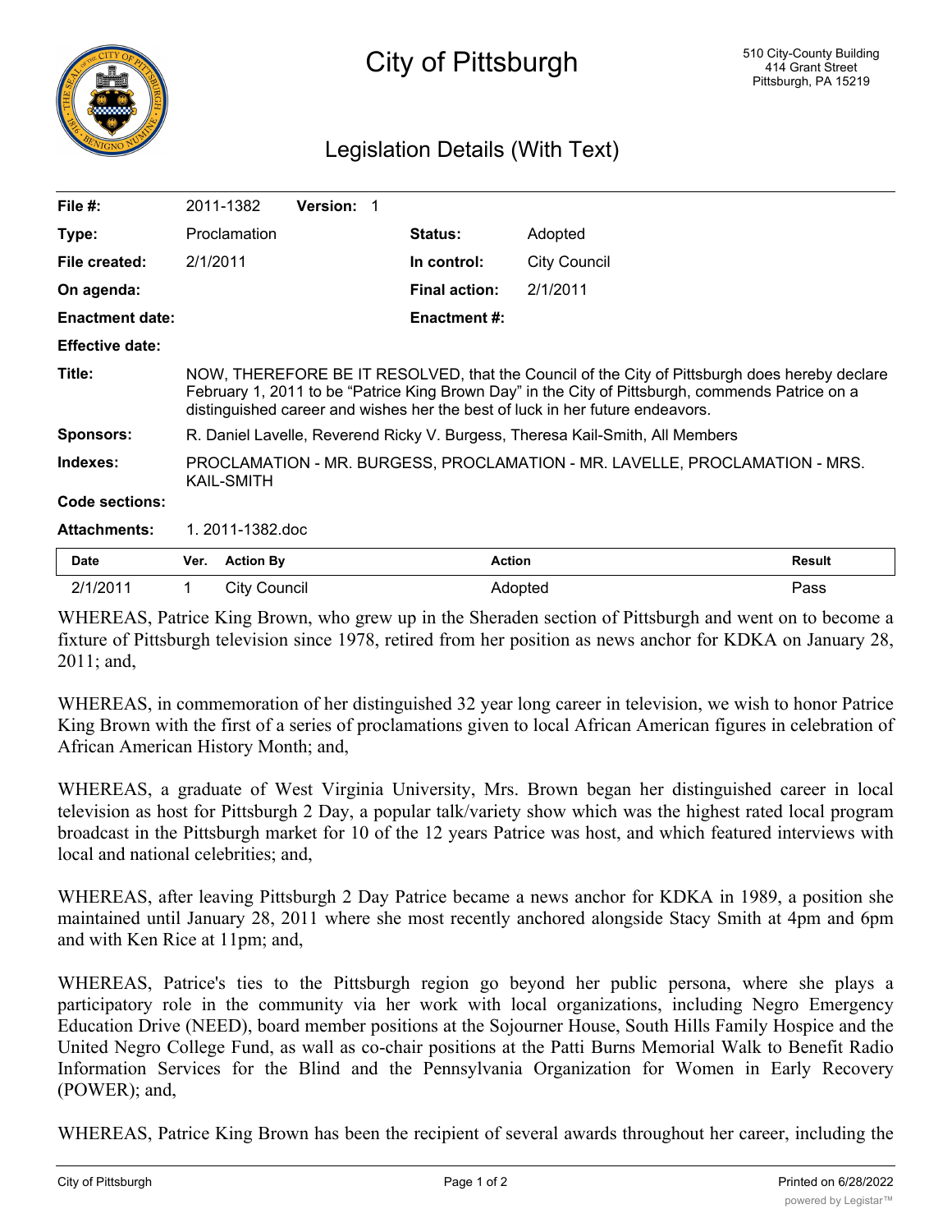# City of Pittsburgh

510 City-County Building
414 Grant Street
Pittsburgh, PA 15219

## Legislation Details (With Text)

| | | | |
|---|---|---|---|
| **File #:** | 2011-1382 **Version:** 1 | | |
| **Type:** | Proclamation | **Status:** | Adopted |
| **File created:** | 2/1/2011 | **In control:** | City Council |
| **On agenda:** | | **Final action:** | 2/1/2011 |
| **Enactment date:** | | **Enactment #:** | |
| **Effective date:** | | | |

**Title:** NOW, THEREFORE BE IT RESOLVED, that the Council of the City of Pittsburgh does hereby declare February 1, 2011 to be "Patrice King Brown Day" in the City of Pittsburgh, commends Patrice on a distinguished career and wishes her the best of luck in her future endeavors.

**Sponsors:** R. Daniel Lavelle, Reverend Ricky V. Burgess, Theresa Kail-Smith, All Members

**Indexes:** PROCLAMATION - MR. BURGESS, PROCLAMATION - MR. LAVELLE, PROCLAMATION - MRS. KAIL-SMITH

**Code sections:**

**Attachments:** 1. 2011-1382.doc

| Date | Ver. | Action By | Action | Result |
|---|---|---|---|---|
| 2/1/2011 | 1 | City Council | Adopted | Pass |

WHEREAS, Patrice King Brown, who grew up in the Sheraden section of Pittsburgh and went on to become a fixture of Pittsburgh television since 1978, retired from her position as news anchor for KDKA on January 28, 2011; and,

WHEREAS, in commemoration of her distinguished 32 year long career in television, we wish to honor Patrice King Brown with the first of a series of proclamations given to local African American figures in celebration of African American History Month; and,

WHEREAS, a graduate of West Virginia University, Mrs. Brown began her distinguished career in local television as host for Pittsburgh 2 Day, a popular talk/variety show which was the highest rated local program broadcast in the Pittsburgh market for 10 of the 12 years Patrice was host, and which featured interviews with local and national celebrities; and,

WHEREAS, after leaving Pittsburgh 2 Day Patrice became a news anchor for KDKA in 1989, a position she maintained until January 28, 2011 where she most recently anchored alongside Stacy Smith at 4pm and 6pm and with Ken Rice at 11pm; and,

WHEREAS, Patrice's ties to the Pittsburgh region go beyond her public persona, where she plays a participatory role in the community via her work with local organizations, including Negro Emergency Education Drive (NEED), board member positions at the Sojourner House, South Hills Family Hospice and the United Negro College Fund, as wall as co-chair positions at the Patti Burns Memorial Walk to Benefit Radio Information Services for the Blind and the Pennsylvania Organization for Women in Early Recovery (POWER); and,

WHEREAS, Patrice King Brown has been the recipient of several awards throughout her career, including the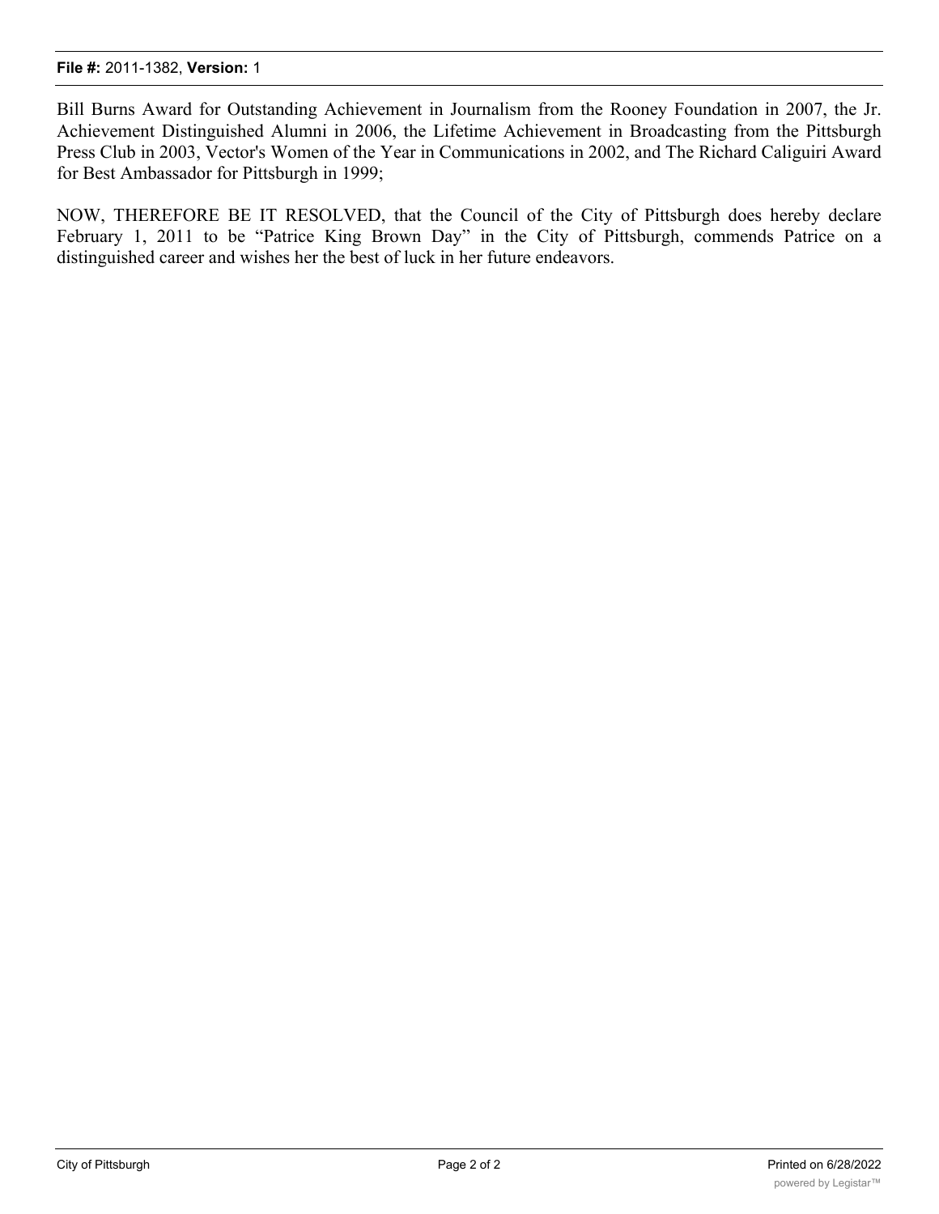Bill Burns Award for Outstanding Achievement in Journalism from the Rooney Foundation in 2007, the Jr. Achievement Distinguished Alumni in 2006, the Lifetime Achievement in Broadcasting from the Pittsburgh Press Club in 2003, Vector's Women of the Year in Communications in 2002, and The Richard Caliguiri Award for Best Ambassador for Pittsburgh in 1999;

NOW, THEREFORE BE IT RESOLVED, that the Council of the City of Pittsburgh does hereby declare February 1, 2011 to be "Patrice King Brown Day" in the City of Pittsburgh, commends Patrice on a distinguished career and wishes her the best of luck in her future endeavors.